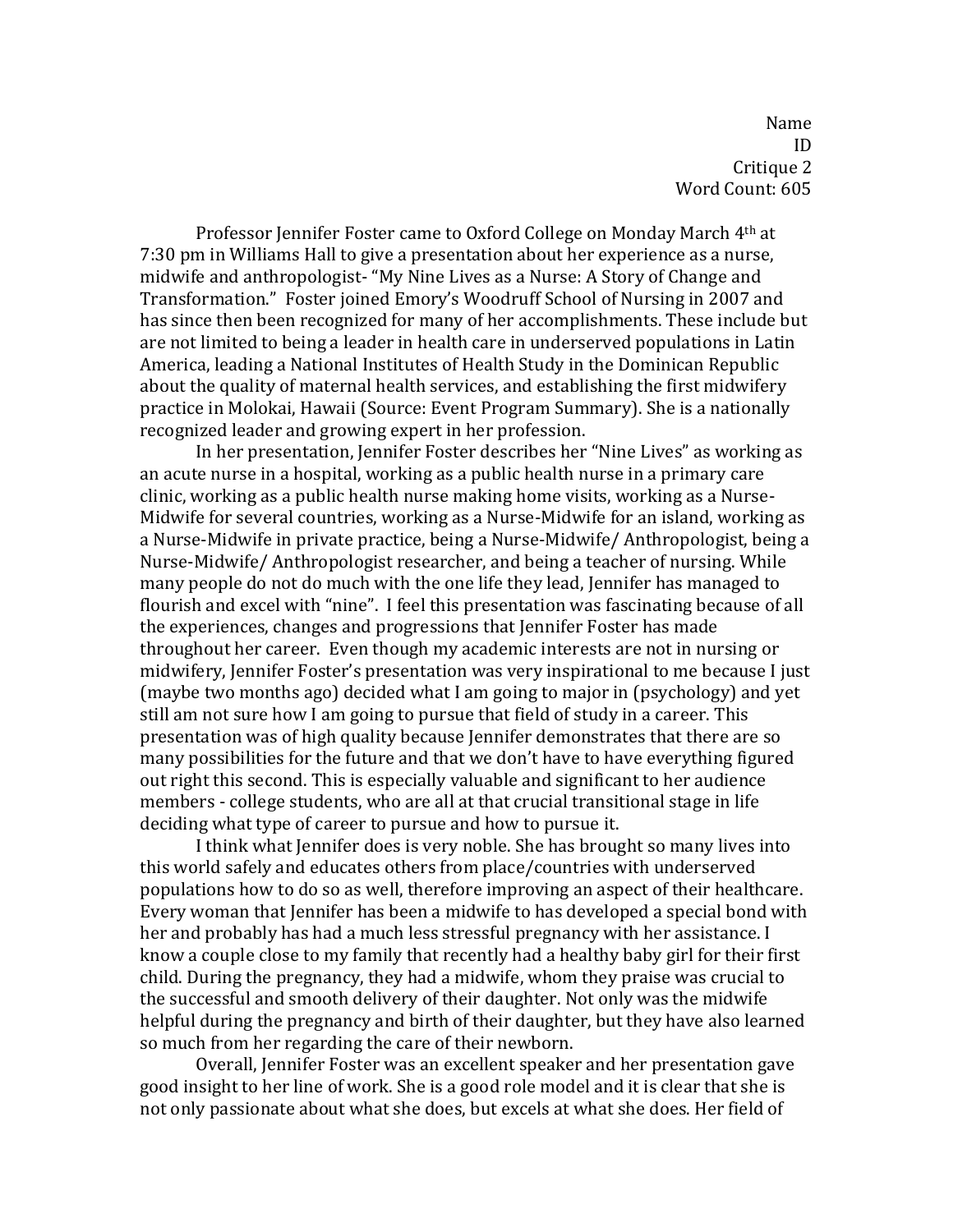Name
ID
Critique 2
Word Count: 605

Professor Jennifer Foster came to Oxford College on Monday March 4th at 7:30 pm in Williams Hall to give a presentation about her experience as a nurse, midwife and anthropologist- "My Nine Lives as a Nurse: A Story of Change and Transformation." Foster joined Emory's Woodruff School of Nursing in 2007 and has since then been recognized for many of her accomplishments. These include but are not limited to being a leader in health care in underserved populations in Latin America, leading a National Institutes of Health Study in the Dominican Republic about the quality of maternal health services, and establishing the first midwifery practice in Molokai, Hawaii (Source: Event Program Summary). She is a nationally recognized leader and growing expert in her profession.

In her presentation, Jennifer Foster describes her "Nine Lives" as working as an acute nurse in a hospital, working as a public health nurse in a primary care clinic, working as a public health nurse making home visits, working as a Nurse-Midwife for several countries, working as a Nurse-Midwife for an island, working as a Nurse-Midwife in private practice, being a Nurse-Midwife/ Anthropologist, being a Nurse-Midwife/ Anthropologist researcher, and being a teacher of nursing. While many people do not do much with the one life they lead, Jennifer has managed to flourish and excel with "nine". I feel this presentation was fascinating because of all the experiences, changes and progressions that Jennifer Foster has made throughout her career. Even though my academic interests are not in nursing or midwifery, Jennifer Foster's presentation was very inspirational to me because I just (maybe two months ago) decided what I am going to major in (psychology) and yet still am not sure how I am going to pursue that field of study in a career. This presentation was of high quality because Jennifer demonstrates that there are so many possibilities for the future and that we don't have to have everything figured out right this second. This is especially valuable and significant to her audience members - college students, who are all at that crucial transitional stage in life deciding what type of career to pursue and how to pursue it.

I think what Jennifer does is very noble. She has brought so many lives into this world safely and educates others from place/countries with underserved populations how to do so as well, therefore improving an aspect of their healthcare. Every woman that Jennifer has been a midwife to has developed a special bond with her and probably has had a much less stressful pregnancy with her assistance. I know a couple close to my family that recently had a healthy baby girl for their first child. During the pregnancy, they had a midwife, whom they praise was crucial to the successful and smooth delivery of their daughter. Not only was the midwife helpful during the pregnancy and birth of their daughter, but they have also learned so much from her regarding the care of their newborn.

Overall, Jennifer Foster was an excellent speaker and her presentation gave good insight to her line of work. She is a good role model and it is clear that she is not only passionate about what she does, but excels at what she does. Her field of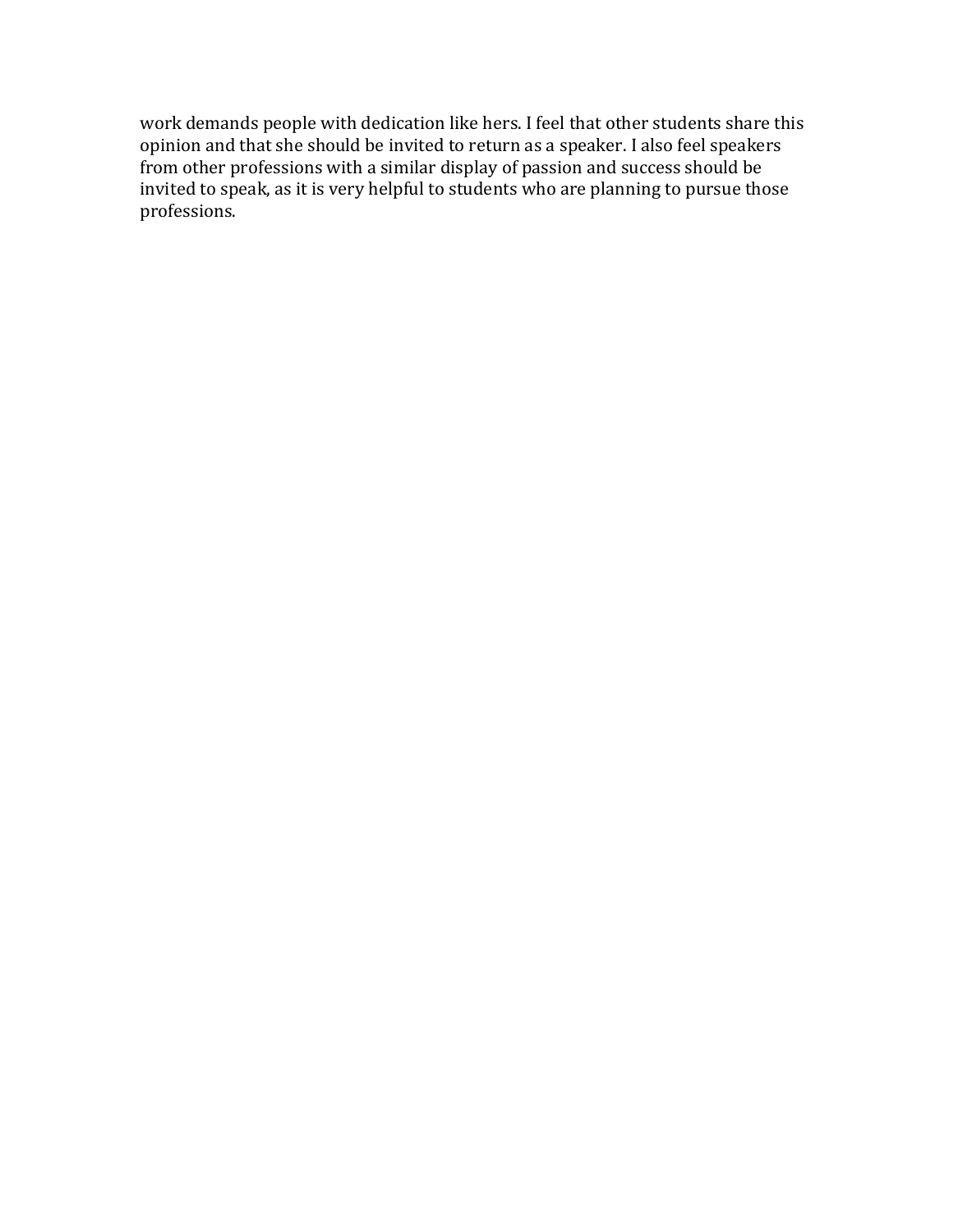work demands people with dedication like hers. I feel that other students share this opinion and that she should be invited to return as a speaker. I also feel speakers from other professions with a similar display of passion and success should be invited to speak, as it is very helpful to students who are planning to pursue those professions.